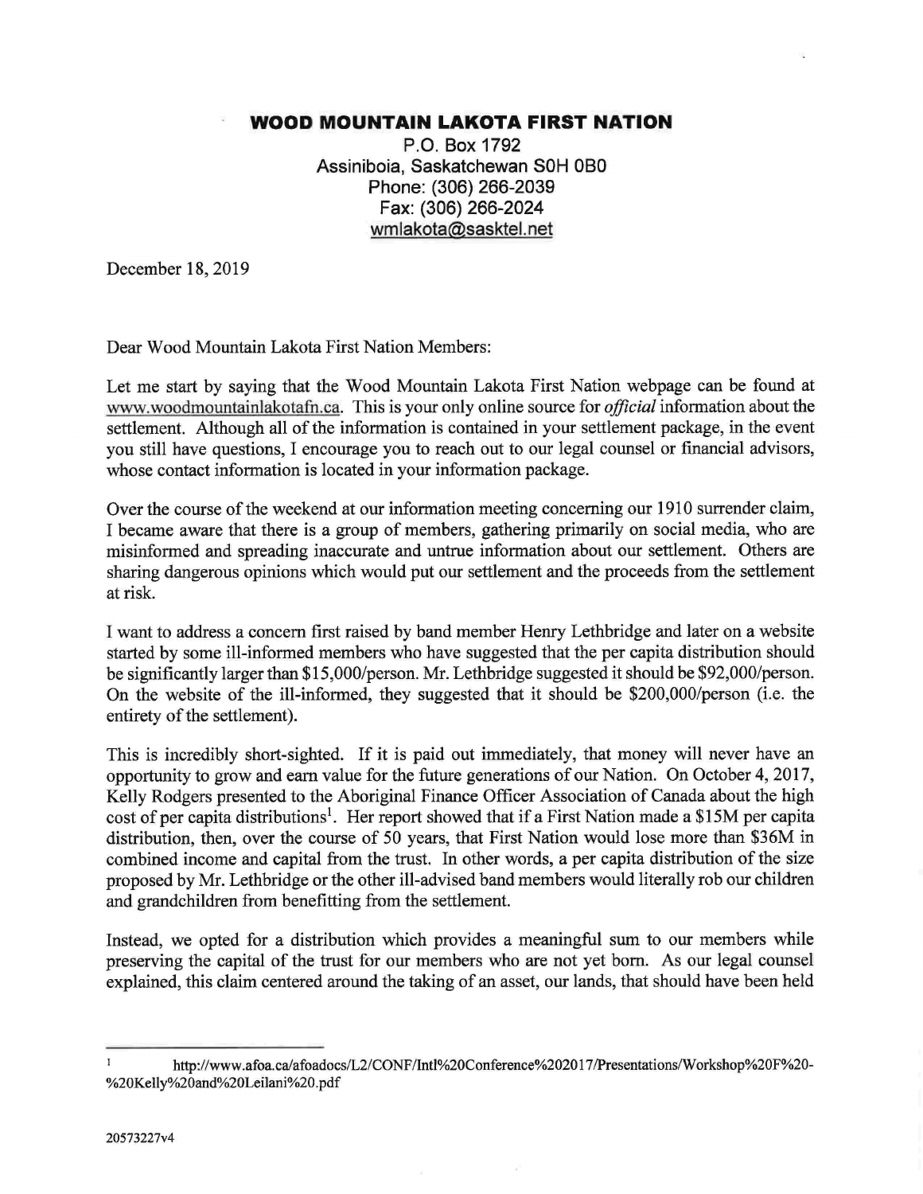# WOOD MOUNTAIN LAKOTA FIRST NATION

P.O. Box 1792
Assiniboia, Saskatchewan S0H 0B0
Phone: (306) 266-2039
Fax: (306) 266-2024
wmlakota@sasktel.net

December 18, 2019

Dear Wood Mountain Lakota First Nation Members:

Let me start by saying that the Wood Mountain Lakota First Nation webpage can be found at www.woodmountainlakotafn.ca. This is your only online source for *official* information about the settlement. Although all of the information is contained in your settlement package, in the event you still have questions, I encourage you to reach out to our legal counsel or financial advisors, whose contact information is located in your information package.

Over the course of the weekend at our information meeting concerning our 1910 surrender claim, I became aware that there is a group of members, gathering primarily on social media, who are misinformed and spreading inaccurate and untrue information about our settlement. Others are sharing dangerous opinions which would put our settlement and the proceeds from the settlement at risk.

I want to address a concern first raised by band member Henry Lethbridge and later on a website started by some ill-informed members who have suggested that the per capita distribution should be significantly larger than $15,000/person. Mr. Lethbridge suggested it should be $92,000/person. On the website of the ill-informed, they suggested that it should be $200,000/person (i.e. the entirety of the settlement).

This is incredibly short-sighted. If it is paid out immediately, that money will never have an opportunity to grow and earn value for the future generations of our Nation. On October 4, 2017, Kelly Rodgers presented to the Aboriginal Finance Officer Association of Canada about the high cost of per capita distributions[1]. Her report showed that if a First Nation made a $15M per capita distribution, then, over the course of 50 years, that First Nation would lose more than $36M in combined income and capital from the trust. In other words, a per capita distribution of the size proposed by Mr. Lethbridge or the other ill-advised band members would literally rob our children and grandchildren from benefitting from the settlement.

Instead, we opted for a distribution which provides a meaningful sum to our members while preserving the capital of the trust for our members who are not yet born. As our legal counsel explained, this claim centered around the taking of an asset, our lands, that should have been held

---

[1] http://www.afoa.ca/afoadocs/L2/CONF/Intl%20Conference%202017/Presentations/Workshop%20F%20-%20Kelly%20and%20Leilani%20.pdf

20573227v4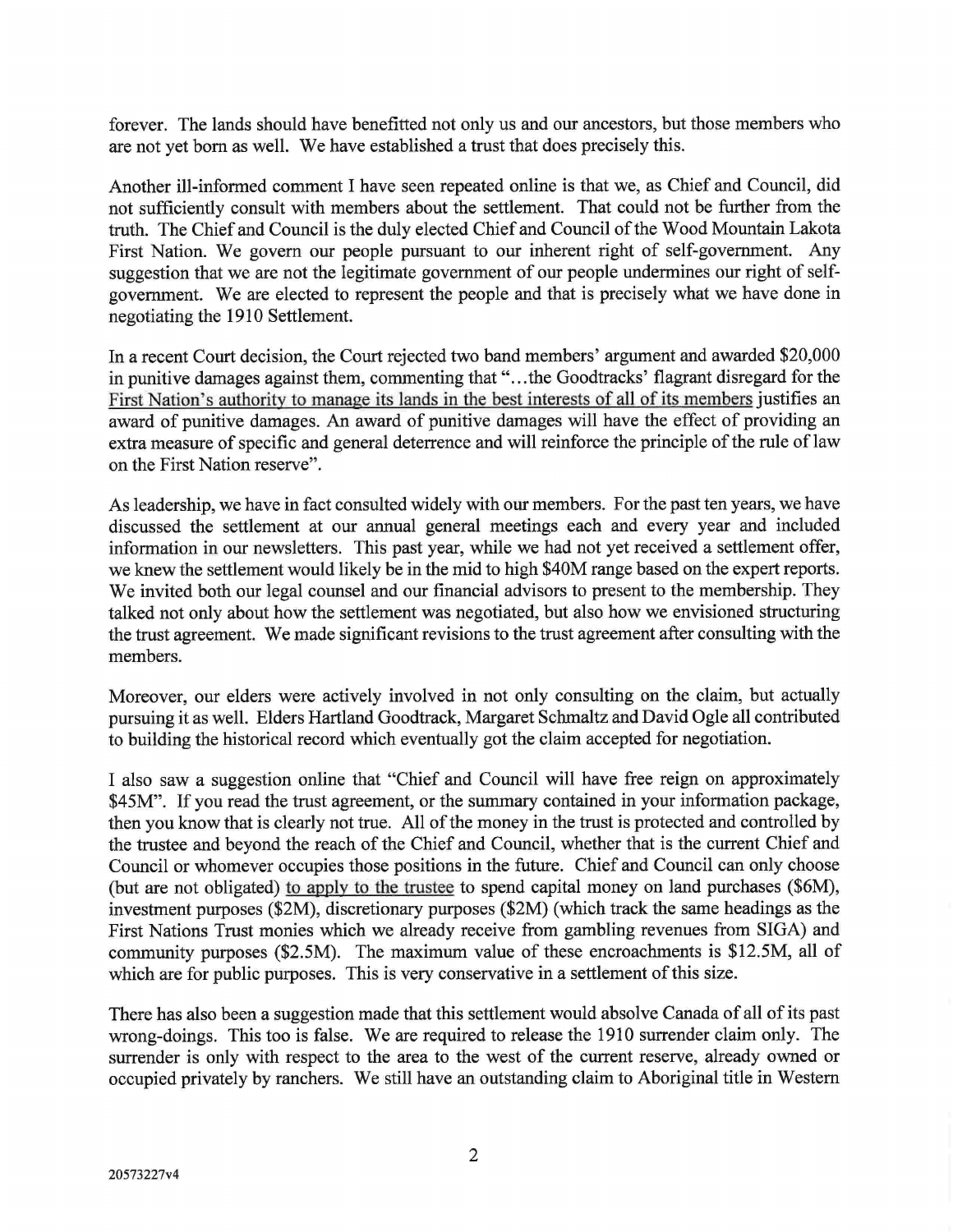forever. The lands should have benefitted not only us and our ancestors, but those members who are not yet born as well. We have established a trust that does precisely this.

Another ill-informed comment I have seen repeated online is that we, as Chief and Council, did not sufficiently consult with members about the settlement. That could not be further from the truth. The Chief and Council is the duly elected Chief and Council of the Wood Mountain Lakota First Nation. We govern our people pursuant to our inherent right of self-government. Any suggestion that we are not the legitimate government of our people undermines our right of self-government. We are elected to represent the people and that is precisely what we have done in negotiating the 1910 Settlement.

In a recent Court decision, the Court rejected two band members' argument and awarded $20,000 in punitive damages against them, commenting that "…the Goodtracks' flagrant disregard for the First Nation's authority to manage its lands in the best interests of all of its members justifies an award of punitive damages. An award of punitive damages will have the effect of providing an extra measure of specific and general deterrence and will reinforce the principle of the rule of law on the First Nation reserve".

As leadership, we have in fact consulted widely with our members. For the past ten years, we have discussed the settlement at our annual general meetings each and every year and included information in our newsletters. This past year, while we had not yet received a settlement offer, we knew the settlement would likely be in the mid to high $40M range based on the expert reports. We invited both our legal counsel and our financial advisors to present to the membership. They talked not only about how the settlement was negotiated, but also how we envisioned structuring the trust agreement. We made significant revisions to the trust agreement after consulting with the members.

Moreover, our elders were actively involved in not only consulting on the claim, but actually pursuing it as well. Elders Hartland Goodtrack, Margaret Schmaltz and David Ogle all contributed to building the historical record which eventually got the claim accepted for negotiation.

I also saw a suggestion online that "Chief and Council will have free reign on approximately $45M". If you read the trust agreement, or the summary contained in your information package, then you know that is clearly not true. All of the money in the trust is protected and controlled by the trustee and beyond the reach of the Chief and Council, whether that is the current Chief and Council or whomever occupies those positions in the future. Chief and Council can only choose (but are not obligated) to apply to the trustee to spend capital money on land purchases ($6M), investment purposes ($2M), discretionary purposes ($2M) (which track the same headings as the First Nations Trust monies which we already receive from gambling revenues from SIGA) and community purposes ($2.5M). The maximum value of these encroachments is $12.5M, all of which are for public purposes. This is very conservative in a settlement of this size.

There has also been a suggestion made that this settlement would absolve Canada of all of its past wrong-doings. This too is false. We are required to release the 1910 surrender claim only. The surrender is only with respect to the area to the west of the current reserve, already owned or occupied privately by ranchers. We still have an outstanding claim to Aboriginal title in Western

20573227v4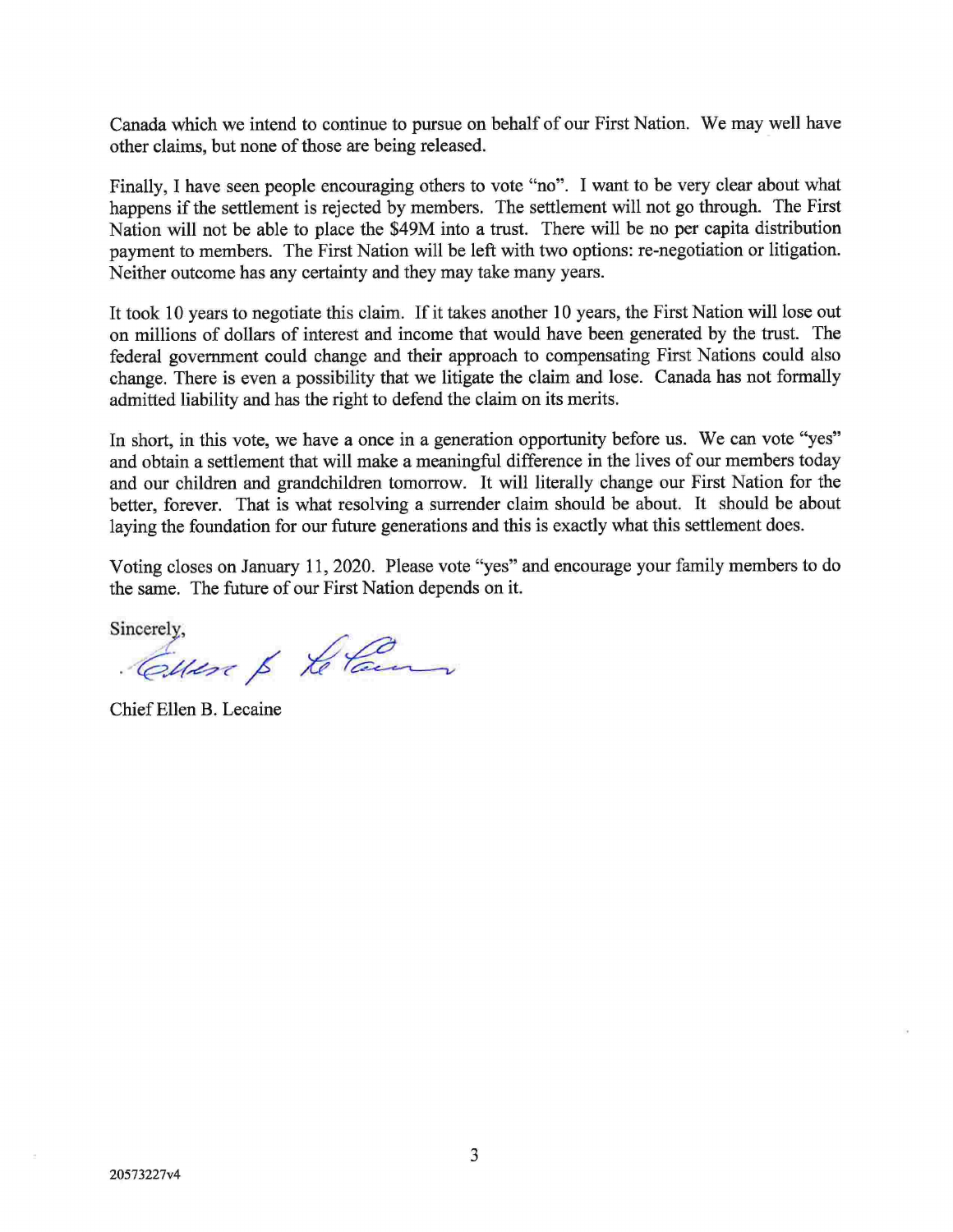Canada which we intend to continue to pursue on behalf of our First Nation. We may well have other claims, but none of those are being released.

Finally, I have seen people encouraging others to vote "no". I want to be very clear about what happens if the settlement is rejected by members. The settlement will not go through. The First Nation will not be able to place the $49M into a trust. There will be no per capita distribution payment to members. The First Nation will be left with two options: re-negotiation or litigation. Neither outcome has any certainty and they may take many years.

It took 10 years to negotiate this claim. If it takes another 10 years, the First Nation will lose out on millions of dollars of interest and income that would have been generated by the trust. The federal government could change and their approach to compensating First Nations could also change. There is even a possibility that we litigate the claim and lose. Canada has not formally admitted liability and has the right to defend the claim on its merits.

In short, in this vote, we have a once in a generation opportunity before us. We can vote "yes" and obtain a settlement that will make a meaningful difference in the lives of our members today and our children and grandchildren tomorrow. It will literally change our First Nation for the better, forever. That is what resolving a surrender claim should be about. It should be about laying the foundation for our future generations and this is exactly what this settlement does.

Voting closes on January 11, 2020. Please vote "yes" and encourage your family members to do the same. The future of our First Nation depends on it.

Sincerely,

Chief Ellen B. Lecaine

20573227v4